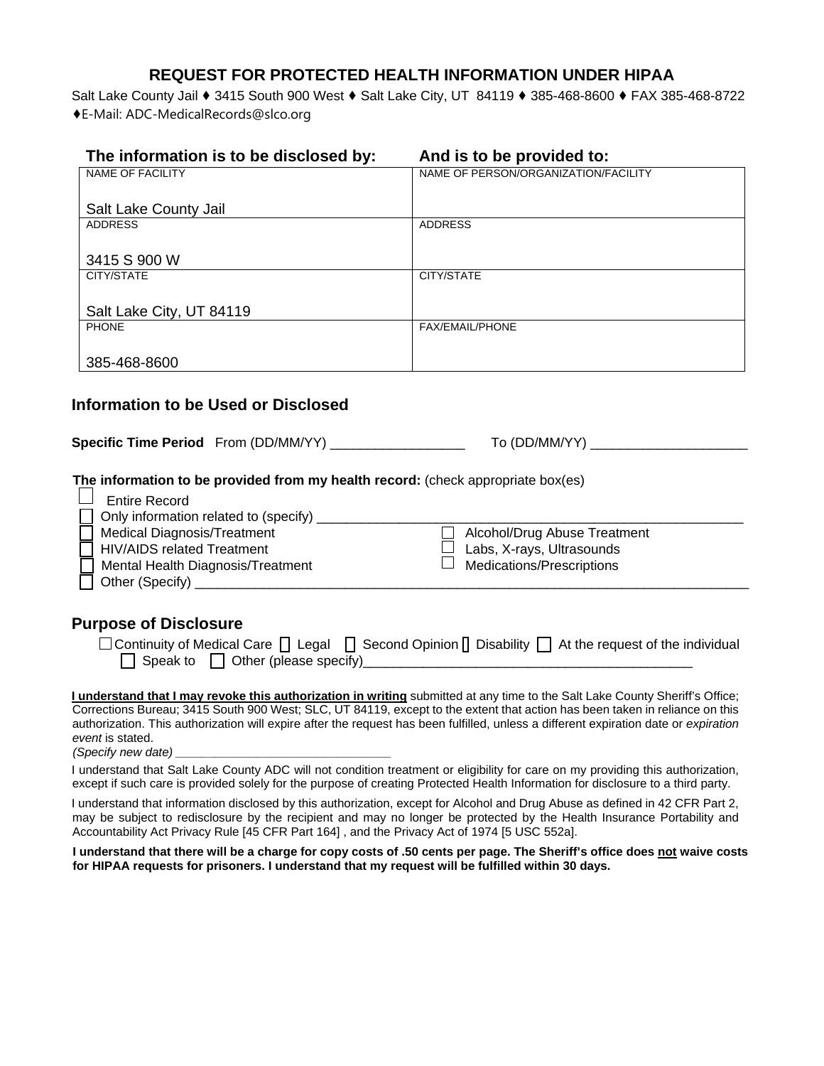# REQUEST FOR PROTECTED HEALTH INFORMATION UNDER HIPAA

Salt Lake County Jail ♦ 3415 South 900 West ♦ Salt Lake City, UT 84119 ♦ 385-468-8600 ♦ FAX 385-468-8722
♦E-Mail: ADC-MedicalRecords@slco.org

| **The information is to be disclosed by:** | **And is to be provided to:** |
|---|---|
| NAME OF FACILITY<br>Salt Lake County Jail | NAME OF PERSON/ORGANIZATION/FACILITY |
| ADDRESS<br>3415 S 900 W | ADDRESS |
| CITY/STATE<br>Salt Lake City, UT 84119 | CITY/STATE |
| PHONE<br>385-468-8600 | FAX/EMAIL/PHONE |

## Information to be Used or Disclosed

**Specific Time Period** From (DD/MM/YY) __________________ To (DD/MM/YY) _____________________

**The information to be provided from my health record:** (check appropriate box(es)

- ☐ Entire Record
- ☐ Only information related to (specify) ____________________________________________________________
- ☐ Medical Diagnosis/Treatment
- ☐ HIV/AIDS related Treatment
- ☐ Mental Health Diagnosis/Treatment
- ☐ Alcohol/Drug Abuse Treatment
- ☐ Labs, X-rays, Ultrasounds
- ☐ Medications/Prescriptions
- ☐ Other (Specify) ______________________________________________________________________________

## Purpose of Disclosure

☐ Continuity of Medical Care ☐ Legal ☐ Second Opinion ☐ Disability ☐ At the request of the individual ☐ Speak to ☐ Other (please specify)_____________________________________________

**I understand that I may revoke this authorization in writing** submitted at any time to the Salt Lake County Sheriff's Office; Corrections Bureau; 3415 South 900 West; SLC, UT 84119, except to the extent that action has been taken in reliance on this authorization. This authorization will expire after the request has been fulfilled, unless a different expiration date or *expiration event* is stated.
*(Specify new date) ________________________________*

I understand that Salt Lake County ADC will not condition treatment or eligibility for care on my providing this authorization, except if such care is provided solely for the purpose of creating Protected Health Information for disclosure to a third party.

I understand that information disclosed by this authorization, except for Alcohol and Drug Abuse as defined in 42 CFR Part 2, may be subject to redisclosure by the recipient and may no longer be protected by the Health Insurance Portability and Accountability Act Privacy Rule [45 CFR Part 164] , and the Privacy Act of 1974 [5 USC 552a].

**I understand that there will be a charge for copy costs of .50 cents per page. The Sheriff's office does not waive costs for HIPAA requests for prisoners. I understand that my request will be fulfilled within 30 days.**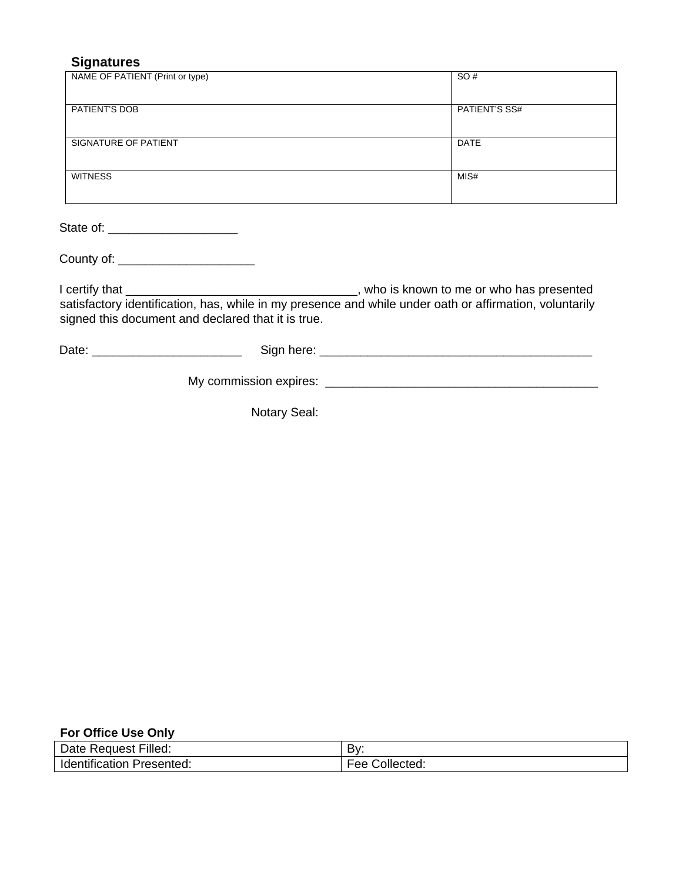### Signatures

| | |
|---|---|
| NAME OF PATIENT (Print or type) | SO # |
| PATIENT'S DOB | PATIENT'S SS# |
| SIGNATURE OF PATIENT | DATE |
| WITNESS | MIS# |

State of: ___________________

County of: ____________________

I certify that __________________________________, who is known to me or who has presented satisfactory identification, has, while in my presence and while under oath or affirmation, voluntarily signed this document and declared that it is true.

Date: ______________________ Sign here: _________________________________________

My commission expires: _________________________________________

Notary Seal:

**For Office Use Only**

| | |
|---|---|
| Date Request Filled: | By: |
| Identification Presented: | Fee Collected: |